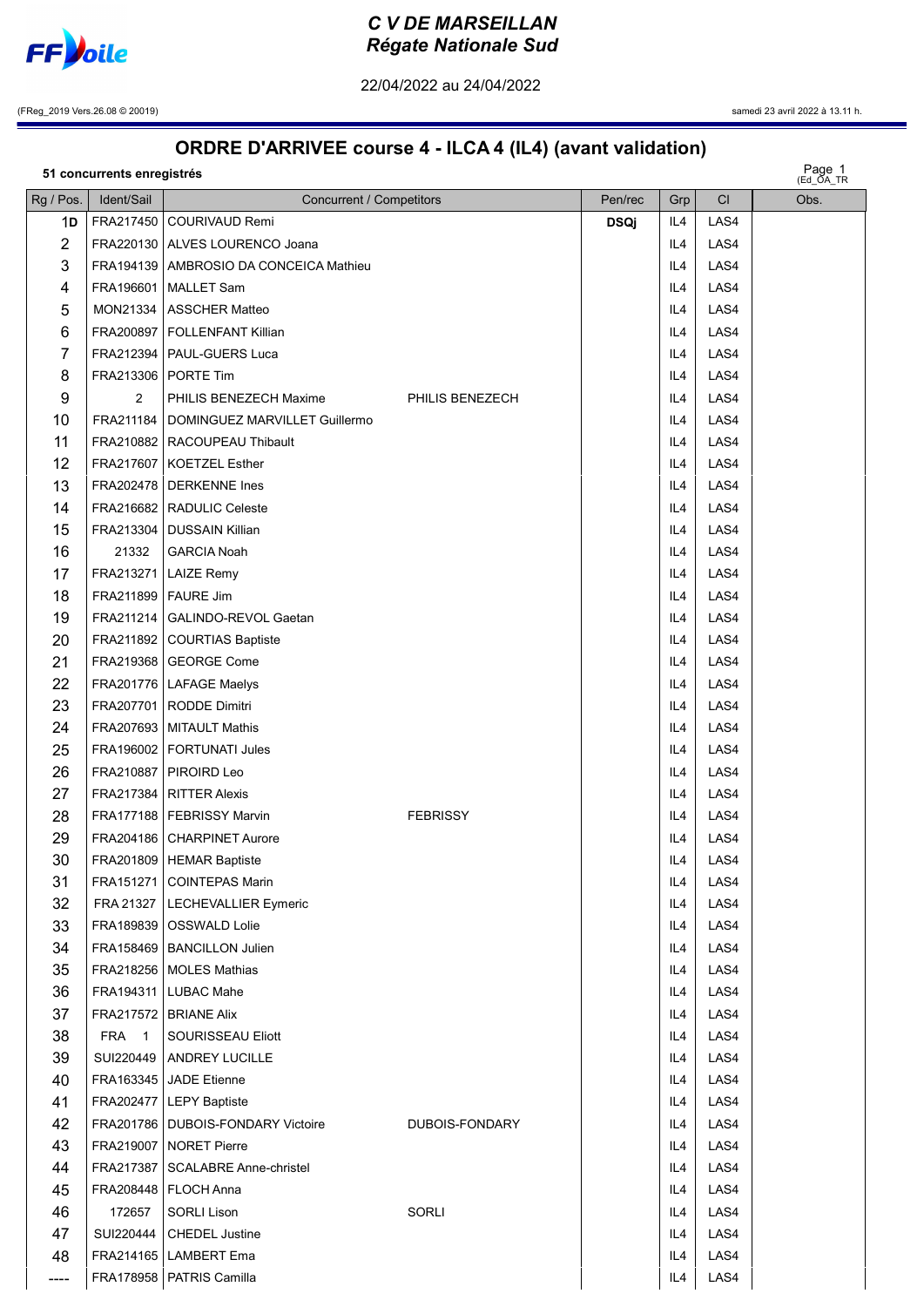# C V DE MARSEILLAN
## Régate Nationale Sud

22/04/2022 au 24/04/2022

(FReg_2019 Vers.26.08 © 20019)

samedi 23 avril 2022 à 13.11 h.

## ORDRE D'ARRIVEE course 4 - ILCA 4 (IL4) (avant validation)

**51 concurrents enregistrés**

Page 1 (Ed_OA_TR

| Rg / Pos. | Ident/Sail | Concurrent / Competitors | | Pen/rec | Grp | Cl | Obs. |
|---|---|---|---|---|---|---|---|
| 1D | FRA217450 | COURIVAUD Remi | | **DSQj** | IL4 | LAS4 | |
| 2 | FRA220130 | ALVES LOURENCO Joana | | | IL4 | LAS4 | |
| 3 | FRA194139 | AMBROSIO DA CONCEICA Mathieu | | | IL4 | LAS4 | |
| 4 | FRA196601 | MALLET Sam | | | IL4 | LAS4 | |
| 5 | MON21334 | ASSCHER Matteo | | | IL4 | LAS4 | |
| 6 | FRA200897 | FOLLENFANT Killian | | | IL4 | LAS4 | |
| 7 | FRA212394 | PAUL-GUERS Luca | | | IL4 | LAS4 | |
| 8 | FRA213306 | PORTE Tim | | | IL4 | LAS4 | |
| 9 | 2 | PHILIS BENEZECH Maxime | PHILIS BENEZECH | | IL4 | LAS4 | |
| 10 | FRA211184 | DOMINGUEZ MARVILLET Guillermo | | | IL4 | LAS4 | |
| 11 | FRA210882 | RACOUPEAU Thibault | | | IL4 | LAS4 | |
| 12 | FRA217607 | KOETZEL Esther | | | IL4 | LAS4 | |
| 13 | FRA202478 | DERKENNE Ines | | | IL4 | LAS4 | |
| 14 | FRA216682 | RADULIC Celeste | | | IL4 | LAS4 | |
| 15 | FRA213304 | DUSSAIN Killian | | | IL4 | LAS4 | |
| 16 | 21332 | GARCIA Noah | | | IL4 | LAS4 | |
| 17 | FRA213271 | LAIZE Remy | | | IL4 | LAS4 | |
| 18 | FRA211899 | FAURE Jim | | | IL4 | LAS4 | |
| 19 | FRA211214 | GALINDO-REVOL Gaetan | | | IL4 | LAS4 | |
| 20 | FRA211892 | COURTIAS Baptiste | | | IL4 | LAS4 | |
| 21 | FRA219368 | GEORGE Come | | | IL4 | LAS4 | |
| 22 | FRA201776 | LAFAGE Maelys | | | IL4 | LAS4 | |
| 23 | FRA207701 | RODDE Dimitri | | | IL4 | LAS4 | |
| 24 | FRA207693 | MITAULT Mathis | | | IL4 | LAS4 | |
| 25 | FRA196002 | FORTUNATI Jules | | | IL4 | LAS4 | |
| 26 | FRA210887 | PIROIRD Leo | | | IL4 | LAS4 | |
| 27 | FRA217384 | RITTER Alexis | | | IL4 | LAS4 | |
| 28 | FRA177188 | FEBRISSY Marvin | FEBRISSY | | IL4 | LAS4 | |
| 29 | FRA204186 | CHARPINET Aurore | | | IL4 | LAS4 | |
| 30 | FRA201809 | HEMAR Baptiste | | | IL4 | LAS4 | |
| 31 | FRA151271 | COINTEPAS Marin | | | IL4 | LAS4 | |
| 32 | FRA 21327 | LECHEVALLIER Eymeric | | | IL4 | LAS4 | |
| 33 | FRA189839 | OSSWALD Lolie | | | IL4 | LAS4 | |
| 34 | FRA158469 | BANCILLON Julien | | | IL4 | LAS4 | |
| 35 | FRA218256 | MOLES Mathias | | | IL4 | LAS4 | |
| 36 | FRA194311 | LUBAC Mahe | | | IL4 | LAS4 | |
| 37 | FRA217572 | BRIANE Alix | | | IL4 | LAS4 | |
| 38 | FRA 1 | SOURISSEAU Eliott | | | IL4 | LAS4 | |
| 39 | SUI220449 | ANDREY LUCILLE | | | IL4 | LAS4 | |
| 40 | FRA163345 | JADE Etienne | | | IL4 | LAS4 | |
| 41 | FRA202477 | LEPY Baptiste | | | IL4 | LAS4 | |
| 42 | FRA201786 | DUBOIS-FONDARY Victoire | DUBOIS-FONDARY | | IL4 | LAS4 | |
| 43 | FRA219007 | NORET Pierre | | | IL4 | LAS4 | |
| 44 | FRA217387 | SCALABRE Anne-christel | | | IL4 | LAS4 | |
| 45 | FRA208448 | FLOCH Anna | | | IL4 | LAS4 | |
| 46 | 172657 | SORLI Lison | SORLI | | IL4 | LAS4 | |
| 47 | SUI220444 | CHEDEL Justine | | | IL4 | LAS4 | |
| 48 | FRA214165 | LAMBERT Ema | | | IL4 | LAS4 | |
| ---- | FRA178958 | PATRIS Camilla | | | IL4 | LAS4 | |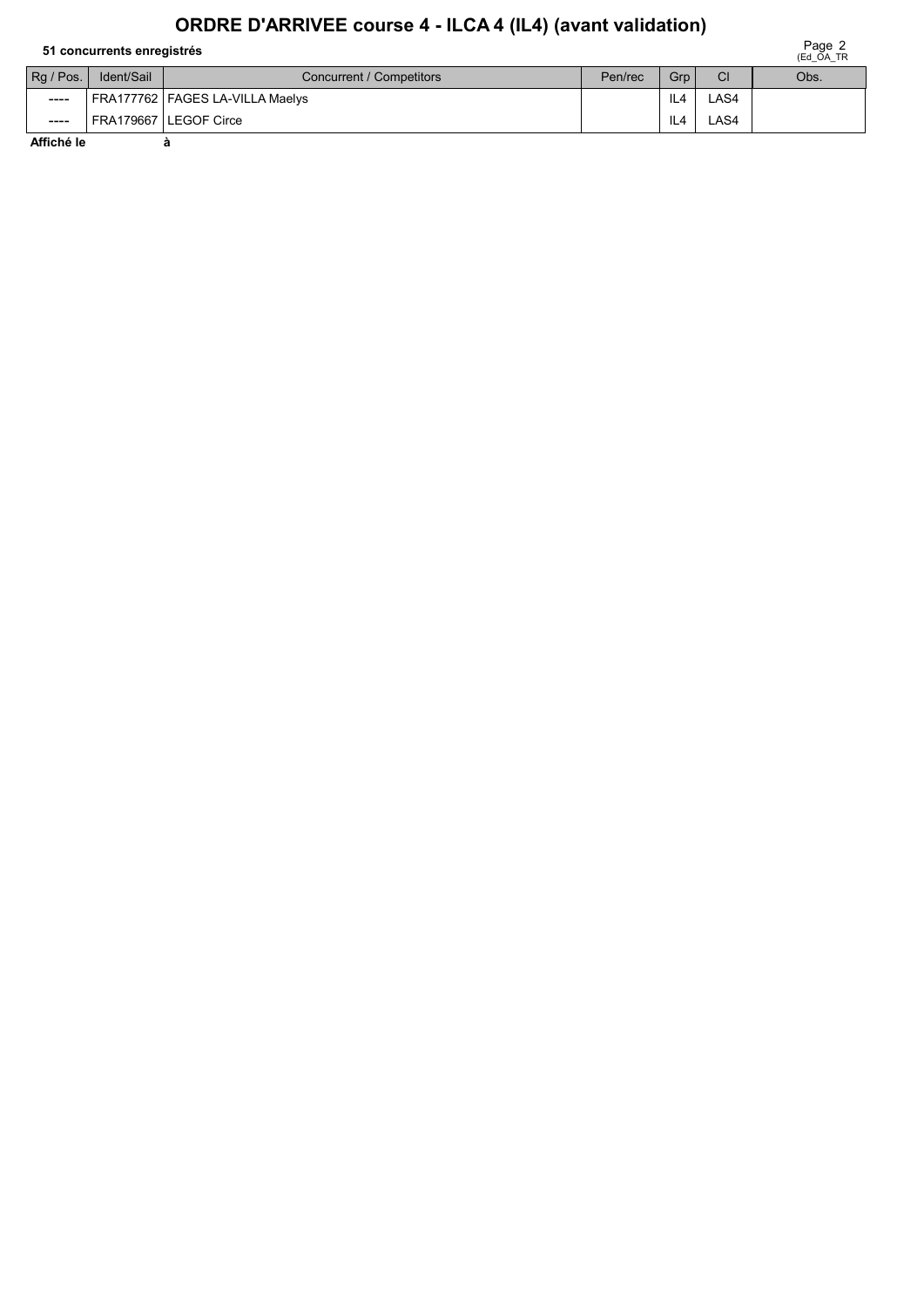# ORDRE D'ARRIVEE course 4 - ILCA 4 (IL4) (avant validation)

**51 concurrents enregistrés**

| Rg / Pos. | Ident/Sail | Concurrent / Competitors | Pen/rec | Grp | Cl | Obs. |
|---|---|---|---|---|---|---|
| ---- | FRA177762 | FAGES LA-VILLA Maelys | | IL4 | LAS4 | |
| ---- | FRA179667 | LEGOF Circe | | IL4 | LAS4 | |

**Affiché le à**